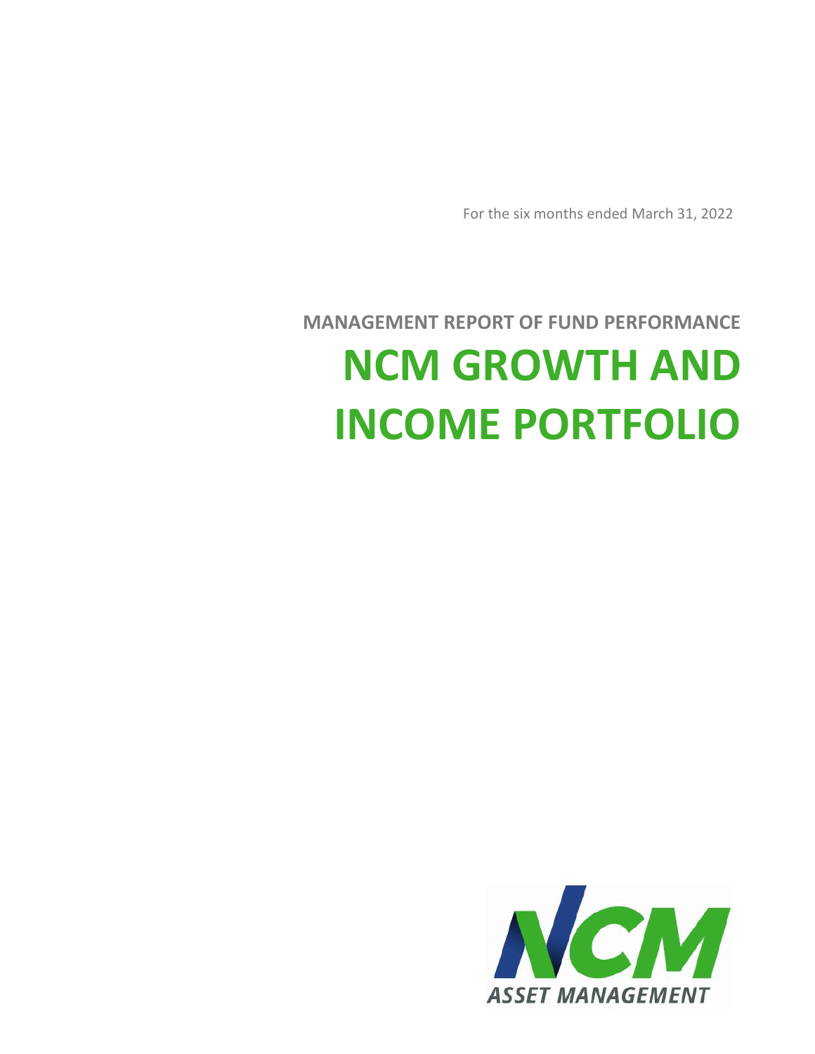For the six months ended March 31, 2022

## MANAGEMENT REPORT OF FUND PERFORMANCE

# NCM GROWTH AND INCOME PORTFOLIO

NCM ASSET MANAGEMENT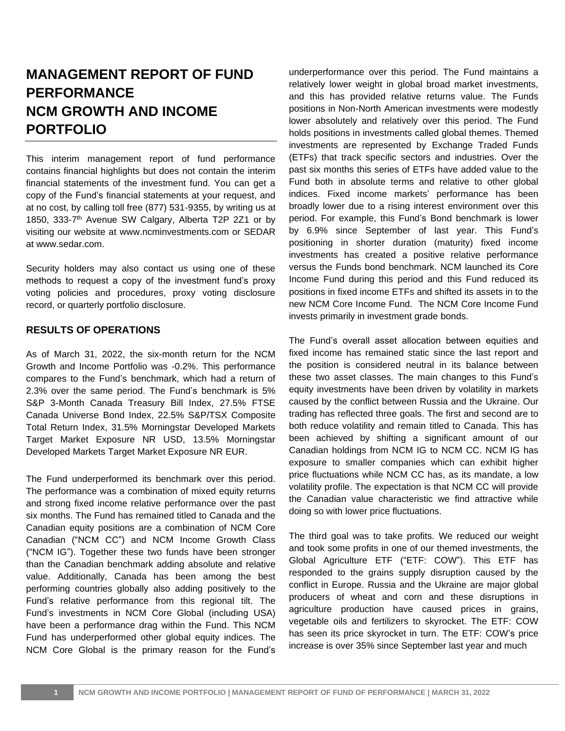# MANAGEMENT REPORT OF FUND PERFORMANCE NCM GROWTH AND INCOME PORTFOLIO

This interim management report of fund performance contains financial highlights but does not contain the interim financial statements of the investment fund. You can get a copy of the Fund's financial statements at your request, and at no cost, by calling toll free (877) 531-9355, by writing us at 1850, 333-7th Avenue SW Calgary, Alberta T2P 2Z1 or by visiting our website at www.ncminvestments.com or SEDAR at www.sedar.com.

Security holders may also contact us using one of these methods to request a copy of the investment fund's proxy voting policies and procedures, proxy voting disclosure record, or quarterly portfolio disclosure.

## RESULTS OF OPERATIONS

As of March 31, 2022, the six-month return for the NCM Growth and Income Portfolio was -0.2%. This performance compares to the Fund's benchmark, which had a return of 2.3% over the same period. The Fund's benchmark is 5% S&P 3-Month Canada Treasury Bill Index, 27.5% FTSE Canada Universe Bond Index, 22.5% S&P/TSX Composite Total Return Index, 31.5% Morningstar Developed Markets Target Market Exposure NR USD, 13.5% Morningstar Developed Markets Target Market Exposure NR EUR.

The Fund underperformed its benchmark over this period. The performance was a combination of mixed equity returns and strong fixed income relative performance over the past six months. The Fund has remained titled to Canada and the Canadian equity positions are a combination of NCM Core Canadian ("NCM CC") and NCM Income Growth Class ("NCM IG"). Together these two funds have been stronger than the Canadian benchmark adding absolute and relative value. Additionally, Canada has been among the best performing countries globally also adding positively to the Fund's relative performance from this regional tilt. The Fund's investments in NCM Core Global (including USA) have been a performance drag within the Fund. This NCM Fund has underperformed other global equity indices. The NCM Core Global is the primary reason for the Fund's underperformance over this period. The Fund maintains a relatively lower weight in global broad market investments, and this has provided relative returns value. The Funds positions in Non-North American investments were modestly lower absolutely and relatively over this period. The Fund holds positions in investments called global themes. Themed investments are represented by Exchange Traded Funds (ETFs) that track specific sectors and industries. Over the past six months this series of ETFs have added value to the Fund both in absolute terms and relative to other global indices. Fixed income markets' performance has been broadly lower due to a rising interest environment over this period. For example, this Fund's Bond benchmark is lower by 6.9% since September of last year. This Fund's positioning in shorter duration (maturity) fixed income investments has created a positive relative performance versus the Funds bond benchmark. NCM launched its Core Income Fund during this period and this Fund reduced its positions in fixed income ETFs and shifted its assets in to the new NCM Core Income Fund. The NCM Core Income Fund invests primarily in investment grade bonds.

The Fund's overall asset allocation between equities and fixed income has remained static since the last report and the position is considered neutral in its balance between these two asset classes. The main changes to this Fund's equity investments have been driven by volatility in markets caused by the conflict between Russia and the Ukraine. Our trading has reflected three goals. The first and second are to both reduce volatility and remain titled to Canada. This has been achieved by shifting a significant amount of our Canadian holdings from NCM IG to NCM CC. NCM IG has exposure to smaller companies which can exhibit higher price fluctuations while NCM CC has, as its mandate, a low volatility profile. The expectation is that NCM CC will provide the Canadian value characteristic we find attractive while doing so with lower price fluctuations.

The third goal was to take profits. We reduced our weight and took some profits in one of our themed investments, the Global Agriculture ETF ("ETF: COW"). This ETF has responded to the grains supply disruption caused by the conflict in Europe. Russia and the Ukraine are major global producers of wheat and corn and these disruptions in agriculture production have caused prices in grains, vegetable oils and fertilizers to skyrocket. The ETF: COW has seen its price skyrocket in turn. The ETF: COW's price increase is over 35% since September last year and much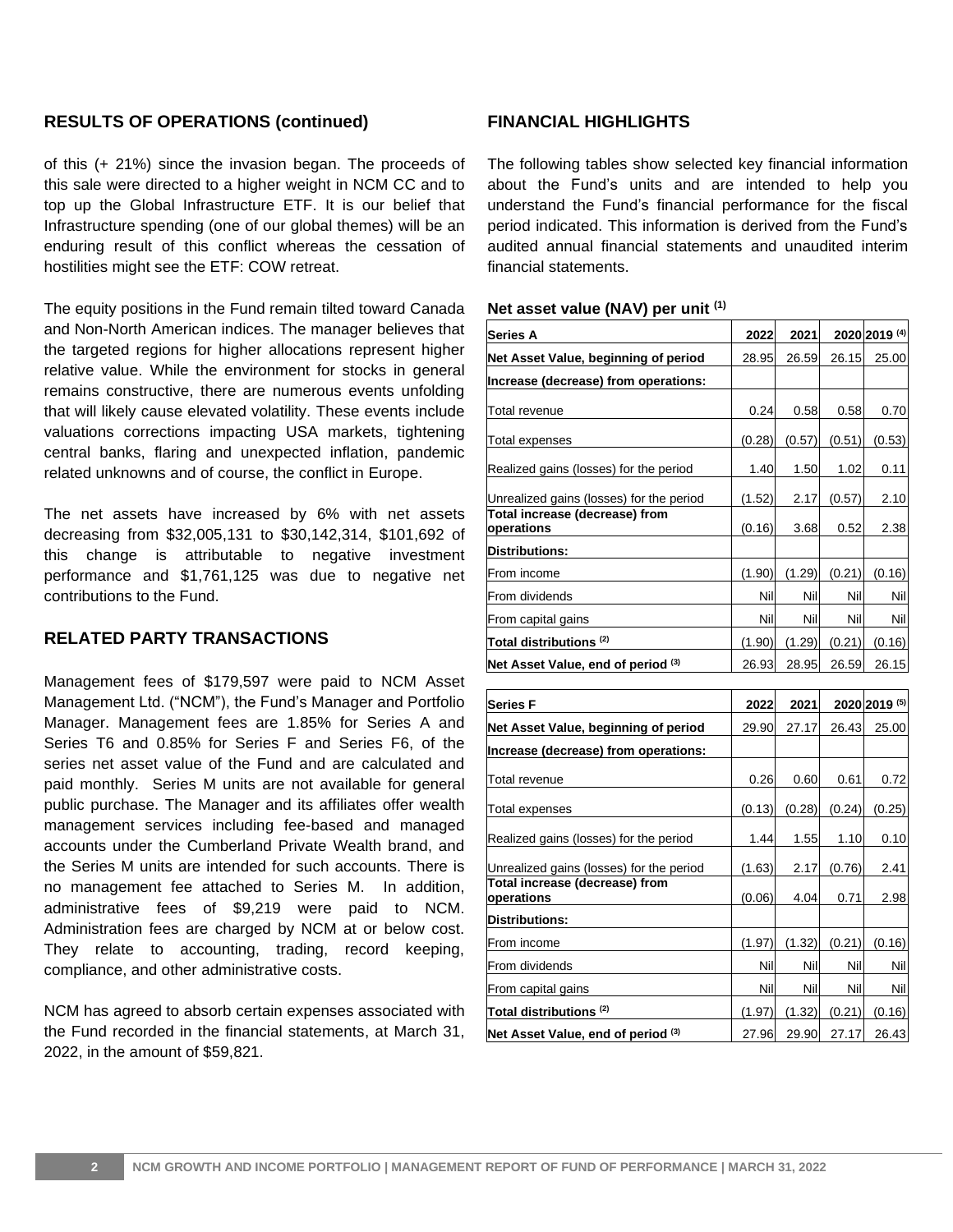## RESULTS OF OPERATIONS (continued)

of this (+ 21%) since the invasion began. The proceeds of this sale were directed to a higher weight in NCM CC and to top up the Global Infrastructure ETF. It is our belief that Infrastructure spending (one of our global themes) will be an enduring result of this conflict whereas the cessation of hostilities might see the ETF: COW retreat.

The equity positions in the Fund remain tilted toward Canada and Non-North American indices. The manager believes that the targeted regions for higher allocations represent higher relative value. While the environment for stocks in general remains constructive, there are numerous events unfolding that will likely cause elevated volatility. These events include valuations corrections impacting USA markets, tightening central banks, flaring and unexpected inflation, pandemic related unknowns and of course, the conflict in Europe.

The net assets have increased by 6% with net assets decreasing from $32,005,131 to $30,142,314, $101,692 of this change is attributable to negative investment performance and $1,761,125 was due to negative net contributions to the Fund.

## RELATED PARTY TRANSACTIONS

Management fees of $179,597 were paid to NCM Asset Management Ltd. ("NCM"), the Fund's Manager and Portfolio Manager. Management fees are 1.85% for Series A and Series T6 and 0.85% for Series F and Series F6, of the series net asset value of the Fund and are calculated and paid monthly. Series M units are not available for general public purchase. The Manager and its affiliates offer wealth management services including fee-based and managed accounts under the Cumberland Private Wealth brand, and the Series M units are intended for such accounts. There is no management fee attached to Series M. In addition, administrative fees of $9,219 were paid to NCM. Administration fees are charged by NCM at or below cost. They relate to accounting, trading, record keeping, compliance, and other administrative costs.

NCM has agreed to absorb certain expenses associated with the Fund recorded in the financial statements, at March 31, 2022, in the amount of $59,821.

## FINANCIAL HIGHLIGHTS

The following tables show selected key financial information about the Fund's units and are intended to help you understand the Fund's financial performance for the fiscal period indicated. This information is derived from the Fund's audited annual financial statements and unaudited interim financial statements.

**Net asset value (NAV) per unit [1]**

| Series A | 2022 | 2021 | 2020 | 2019 [4] |
|---|---|---|---|---|
| **Net Asset Value, beginning of period** | 28.95 | 26.59 | 26.15 | 25.00 |
| **Increase (decrease) from operations:** | | | | |
| Total revenue | 0.24 | 0.58 | 0.58 | 0.70 |
| Total expenses | (0.28) | (0.57) | (0.51) | (0.53) |
| Realized gains (losses) for the period | 1.40 | 1.50 | 1.02 | 0.11 |
| Unrealized gains (losses) for the period | (1.52) | 2.17 | (0.57) | 2.10 |
| **Total increase (decrease) from operations** | (0.16) | 3.68 | 0.52 | 2.38 |
| **Distributions:** | | | | |
| From income | (1.90) | (1.29) | (0.21) | (0.16) |
| From dividends | Nil | Nil | Nil | Nil |
| From capital gains | Nil | Nil | Nil | Nil |
| **Total distributions [2]** | (1.90) | (1.29) | (0.21) | (0.16) |
| **Net Asset Value, end of period [3]** | 26.93 | 28.95 | 26.59 | 26.15 |

| Series F | 2022 | 2021 | 2020 | 2019 [5] |
|---|---|---|---|---|
| **Net Asset Value, beginning of period** | 29.90 | 27.17 | 26.43 | 25.00 |
| **Increase (decrease) from operations:** | | | | |
| Total revenue | 0.26 | 0.60 | 0.61 | 0.72 |
| Total expenses | (0.13) | (0.28) | (0.24) | (0.25) |
| Realized gains (losses) for the period | 1.44 | 1.55 | 1.10 | 0.10 |
| Unrealized gains (losses) for the period | (1.63) | 2.17 | (0.76) | 2.41 |
| **Total increase (decrease) from operations** | (0.06) | 4.04 | 0.71 | 2.98 |
| **Distributions:** | | | | |
| From income | (1.97) | (1.32) | (0.21) | (0.16) |
| From dividends | Nil | Nil | Nil | Nil |
| From capital gains | Nil | Nil | Nil | Nil |
| **Total distributions [2]** | (1.97) | (1.32) | (0.21) | (0.16) |
| **Net Asset Value, end of period [3]** | 27.96 | 29.90 | 27.17 | 26.43 |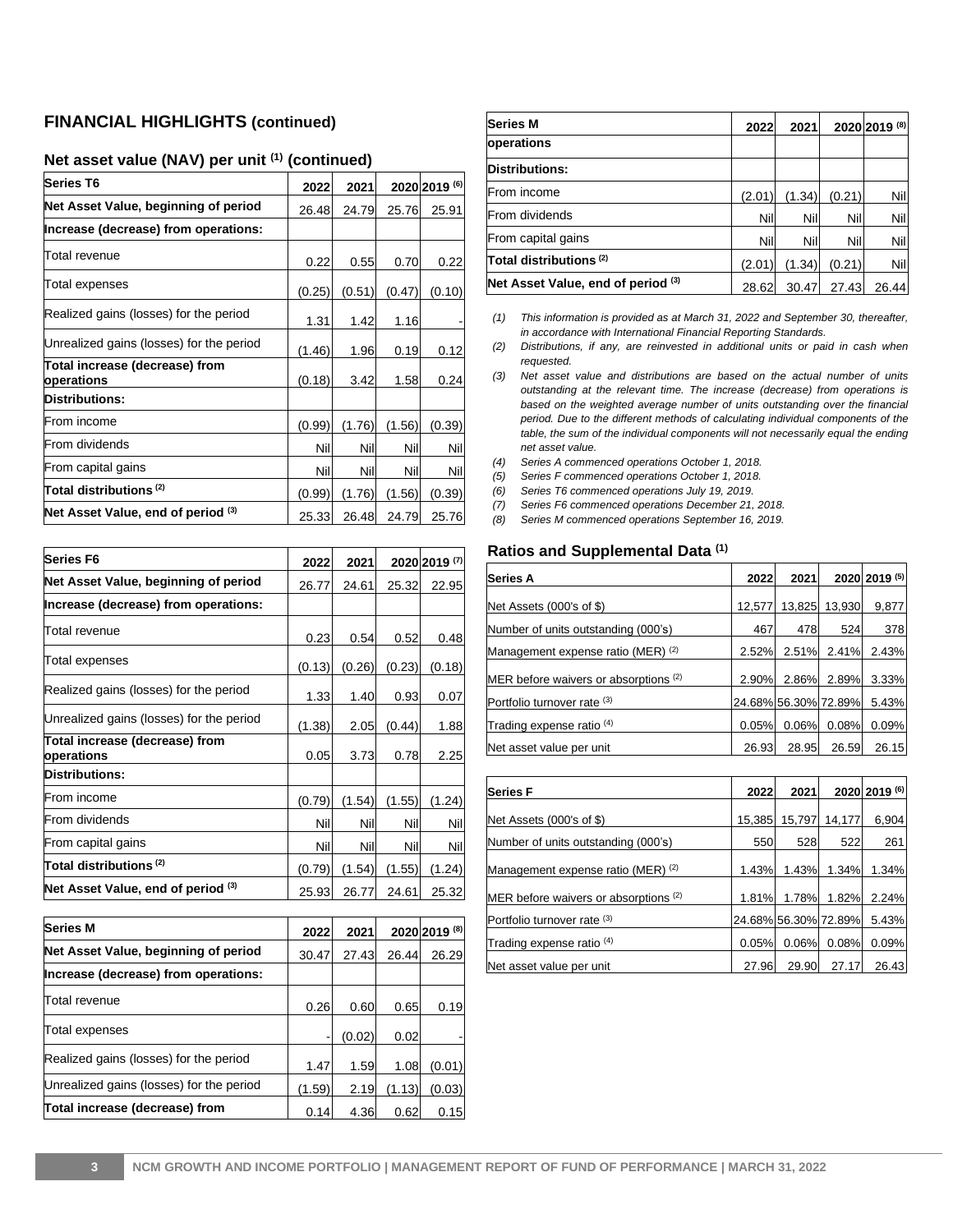## FINANCIAL HIGHLIGHTS (continued)

### Net asset value (NAV) per unit (1) (continued)

| Series T6 | 2022 | 2021 | 2020 | 2019 (6) |
|---|---|---|---|---|
| Net Asset Value, beginning of period | 26.48 | 24.79 | 25.76 | 25.91 |
| Increase (decrease) from operations: | | | | |
| Total revenue | 0.22 | 0.55 | 0.70 | 0.22 |
| Total expenses | (0.25) | (0.51) | (0.47) | (0.10) |
| Realized gains (losses) for the period | 1.31 | 1.42 | 1.16 | - |
| Unrealized gains (losses) for the period | (1.46) | 1.96 | 0.19 | 0.12 |
| Total increase (decrease) from operations | (0.18) | 3.42 | 1.58 | 0.24 |
| Distributions: | | | | |
| From income | (0.99) | (1.76) | (1.56) | (0.39) |
| From dividends | Nil | Nil | Nil | Nil |
| From capital gains | Nil | Nil | Nil | Nil |
| Total distributions (2) | (0.99) | (1.76) | (1.56) | (0.39) |
| Net Asset Value, end of period (3) | 25.33 | 26.48 | 24.79 | 25.76 |

| Series F6 | 2022 | 2021 | 2020 | 2019 (7) |
|---|---|---|---|---|
| Net Asset Value, beginning of period | 26.77 | 24.61 | 25.32 | 22.95 |
| Increase (decrease) from operations: | | | | |
| Total revenue | 0.23 | 0.54 | 0.52 | 0.48 |
| Total expenses | (0.13) | (0.26) | (0.23) | (0.18) |
| Realized gains (losses) for the period | 1.33 | 1.40 | 0.93 | 0.07 |
| Unrealized gains (losses) for the period | (1.38) | 2.05 | (0.44) | 1.88 |
| Total increase (decrease) from operations | 0.05 | 3.73 | 0.78 | 2.25 |
| Distributions: | | | | |
| From income | (0.79) | (1.54) | (1.55) | (1.24) |
| From dividends | Nil | Nil | Nil | Nil |
| From capital gains | Nil | Nil | Nil | Nil |
| Total distributions (2) | (0.79) | (1.54) | (1.55) | (1.24) |
| Net Asset Value, end of period (3) | 25.93 | 26.77 | 24.61 | 25.32 |

| Series M | 2022 | 2021 | 2020 | 2019 (8) |
|---|---|---|---|---|
| Net Asset Value, beginning of period | 30.47 | 27.43 | 26.44 | 26.29 |
| Increase (decrease) from operations: | | | | |
| Total revenue | 0.26 | 0.60 | 0.65 | 0.19 |
| Total expenses | - | (0.02) | 0.02 | - |
| Realized gains (losses) for the period | 1.47 | 1.59 | 1.08 | (0.01) |
| Unrealized gains (losses) for the period | (1.59) | 2.19 | (1.13) | (0.03) |
| Total increase (decrease) from operations | 0.14 | 4.36 | 0.62 | 0.15 |
| Distributions: | | | | |
| From income | (2.01) | (1.34) | (0.21) | Nil |
| From dividends | Nil | Nil | Nil | Nil |
| From capital gains | Nil | Nil | Nil | Nil |
| Total distributions (2) | (2.01) | (1.34) | (0.21) | Nil |
| Net Asset Value, end of period (3) | 28.62 | 30.47 | 27.43 | 26.44 |

*(1) This information is provided as at March 31, 2022 and September 30, thereafter, in accordance with International Financial Reporting Standards.*

*(2) Distributions, if any, are reinvested in additional units or paid in cash when requested.*

*(3) Net asset value and distributions are based on the actual number of units outstanding at the relevant time. The increase (decrease) from operations is based on the weighted average number of units outstanding over the financial period. Due to the different methods of calculating individual components of the table, the sum of the individual components will not necessarily equal the ending net asset value.*

*(4) Series A commenced operations October 1, 2018.*

*(5) Series F commenced operations October 1, 2018.*

*(6) Series T6 commenced operations July 19, 2019.*

*(7) Series F6 commenced operations December 21, 2018.*

*(8) Series M commenced operations September 16, 2019.*

### Ratios and Supplemental Data (1)

| Series A | 2022 | 2021 | 2020 | 2019 (5) |
|---|---|---|---|---|
| Net Assets (000's of $) | 12,577 | 13,825 | 13,930 | 9,877 |
| Number of units outstanding (000's) | 467 | 478 | 524 | 378 |
| Management expense ratio (MER) (2) | 2.52% | 2.51% | 2.41% | 2.43% |
| MER before waivers or absorptions (2) | 2.90% | 2.86% | 2.89% | 3.33% |
| Portfolio turnover rate (3) | 24.68% | 56.30% | 72.89% | 5.43% |
| Trading expense ratio (4) | 0.05% | 0.06% | 0.08% | 0.09% |
| Net asset value per unit | 26.93 | 28.95 | 26.59 | 26.15 |

| Series F | 2022 | 2021 | 2020 | 2019 (6) |
|---|---|---|---|---|
| Net Assets (000's of $) | 15,385 | 15,797 | 14,177 | 6,904 |
| Number of units outstanding (000's) | 550 | 528 | 522 | 261 |
| Management expense ratio (MER) (2) | 1.43% | 1.43% | 1.34% | 1.34% |
| MER before waivers or absorptions (2) | 1.81% | 1.78% | 1.82% | 2.24% |
| Portfolio turnover rate (3) | 24.68% | 56.30% | 72.89% | 5.43% |
| Trading expense ratio (4) | 0.05% | 0.06% | 0.08% | 0.09% |
| Net asset value per unit | 27.96 | 29.90 | 27.17 | 26.43 |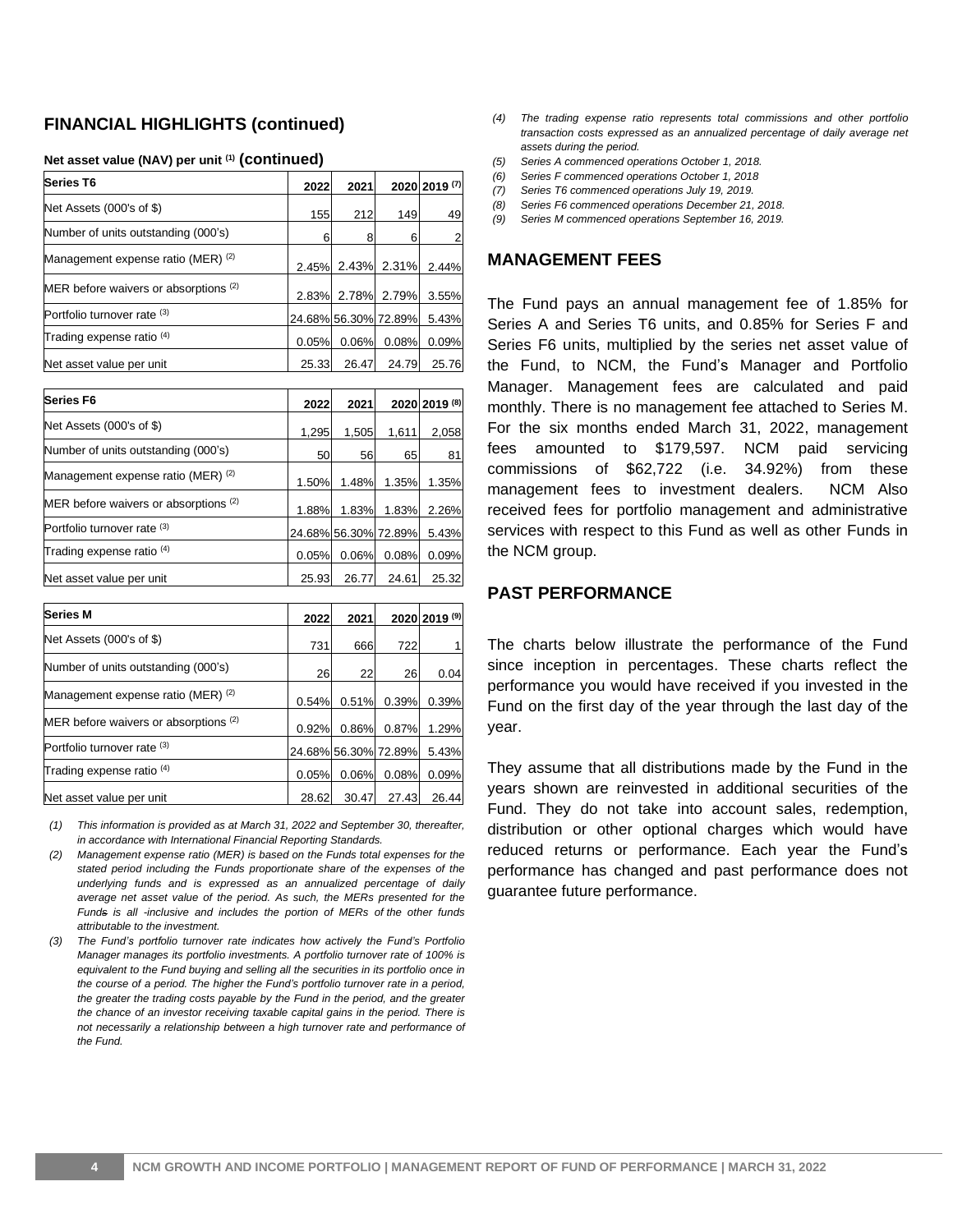## FINANCIAL HIGHLIGHTS (continued)

**Net asset value (NAV) per unit [1] (continued)**

| Series T6 | 2022 | 2021 | 2020 | 2019 [7] |
|---|---|---|---|---|
| Net Assets (000's of $) | 155 | 212 | 149 | 49 |
| Number of units outstanding (000's) | 6 | 8 | 6 | 2 |
| Management expense ratio (MER) [2] | 2.45% | 2.43% | 2.31% | 2.44% |
| MER before waivers or absorptions [2] | 2.83% | 2.78% | 2.79% | 3.55% |
| Portfolio turnover rate [3] | 24.68% | 56.30% | 72.89% | 5.43% |
| Trading expense ratio [4] | 0.05% | 0.06% | 0.08% | 0.09% |
| Net asset value per unit | 25.33 | 26.47 | 24.79 | 25.76 |

| Series F6 | 2022 | 2021 | 2020 | 2019 [8] |
|---|---|---|---|---|
| Net Assets (000's of $) | 1,295 | 1,505 | 1,611 | 2,058 |
| Number of units outstanding (000's) | 50 | 56 | 65 | 81 |
| Management expense ratio (MER) [2] | 1.50% | 1.48% | 1.35% | 1.35% |
| MER before waivers or absorptions [2] | 1.88% | 1.83% | 1.83% | 2.26% |
| Portfolio turnover rate [3] | 24.68% | 56.30% | 72.89% | 5.43% |
| Trading expense ratio [4] | 0.05% | 0.06% | 0.08% | 0.09% |
| Net asset value per unit | 25.93 | 26.77 | 24.61 | 25.32 |

| Series M | 2022 | 2021 | 2020 | 2019 [9] |
|---|---|---|---|---|
| Net Assets (000's of $) | 731 | 666 | 722 | 1 |
| Number of units outstanding (000's) | 26 | 22 | 26 | 0.04 |
| Management expense ratio (MER) [2] | 0.54% | 0.51% | 0.39% | 0.39% |
| MER before waivers or absorptions [2] | 0.92% | 0.86% | 0.87% | 1.29% |
| Portfolio turnover rate [3] | 24.68% | 56.30% | 72.89% | 5.43% |
| Trading expense ratio [4] | 0.05% | 0.06% | 0.08% | 0.09% |
| Net asset value per unit | 28.62 | 30.47 | 27.43 | 26.44 |

*(1) This information is provided as at March 31, 2022 and September 30, thereafter, in accordance with International Financial Reporting Standards.*

*(2) Management expense ratio (MER) is based on the Funds total expenses for the stated period including the Funds proportionate share of the expenses of the underlying funds and is expressed as an annualized percentage of daily average net asset value of the period. As such, the MERs presented for the Funds is all -inclusive and includes the portion of MERs of the other funds attributable to the investment.*

*(3) The Fund's portfolio turnover rate indicates how actively the Fund's Portfolio Manager manages its portfolio investments. A portfolio turnover rate of 100% is equivalent to the Fund buying and selling all the securities in its portfolio once in the course of a period. The higher the Fund's portfolio turnover rate in a period, the greater the trading costs payable by the Fund in the period, and the greater the chance of an investor receiving taxable capital gains in the period. There is not necessarily a relationship between a high turnover rate and performance of the Fund.*

*(4) The trading expense ratio represents total commissions and other portfolio transaction costs expressed as an annualized percentage of daily average net assets during the period.*

*(5) Series A commenced operations October 1, 2018.*

*(6) Series F commenced operations October 1, 2018*

*(7) Series T6 commenced operations July 19, 2019.*

*(8) Series F6 commenced operations December 21, 2018.*

*(9) Series M commenced operations September 16, 2019.*

## MANAGEMENT FEES

The Fund pays an annual management fee of 1.85% for Series A and Series T6 units, and 0.85% for Series F and Series F6 units, multiplied by the series net asset value of the Fund, to NCM, the Fund's Manager and Portfolio Manager. Management fees are calculated and paid monthly. There is no management fee attached to Series M. For the six months ended March 31, 2022, management fees amounted to $179,597. NCM paid servicing commissions of $62,722 (i.e. 34.92%) from these management fees to investment dealers. NCM Also received fees for portfolio management and administrative services with respect to this Fund as well as other Funds in the NCM group.

## PAST PERFORMANCE

The charts below illustrate the performance of the Fund since inception in percentages. These charts reflect the performance you would have received if you invested in the Fund on the first day of the year through the last day of the year.

They assume that all distributions made by the Fund in the years shown are reinvested in additional securities of the Fund. They do not take into account sales, redemption, distribution or other optional charges which would have reduced returns or performance. Each year the Fund's performance has changed and past performance does not guarantee future performance.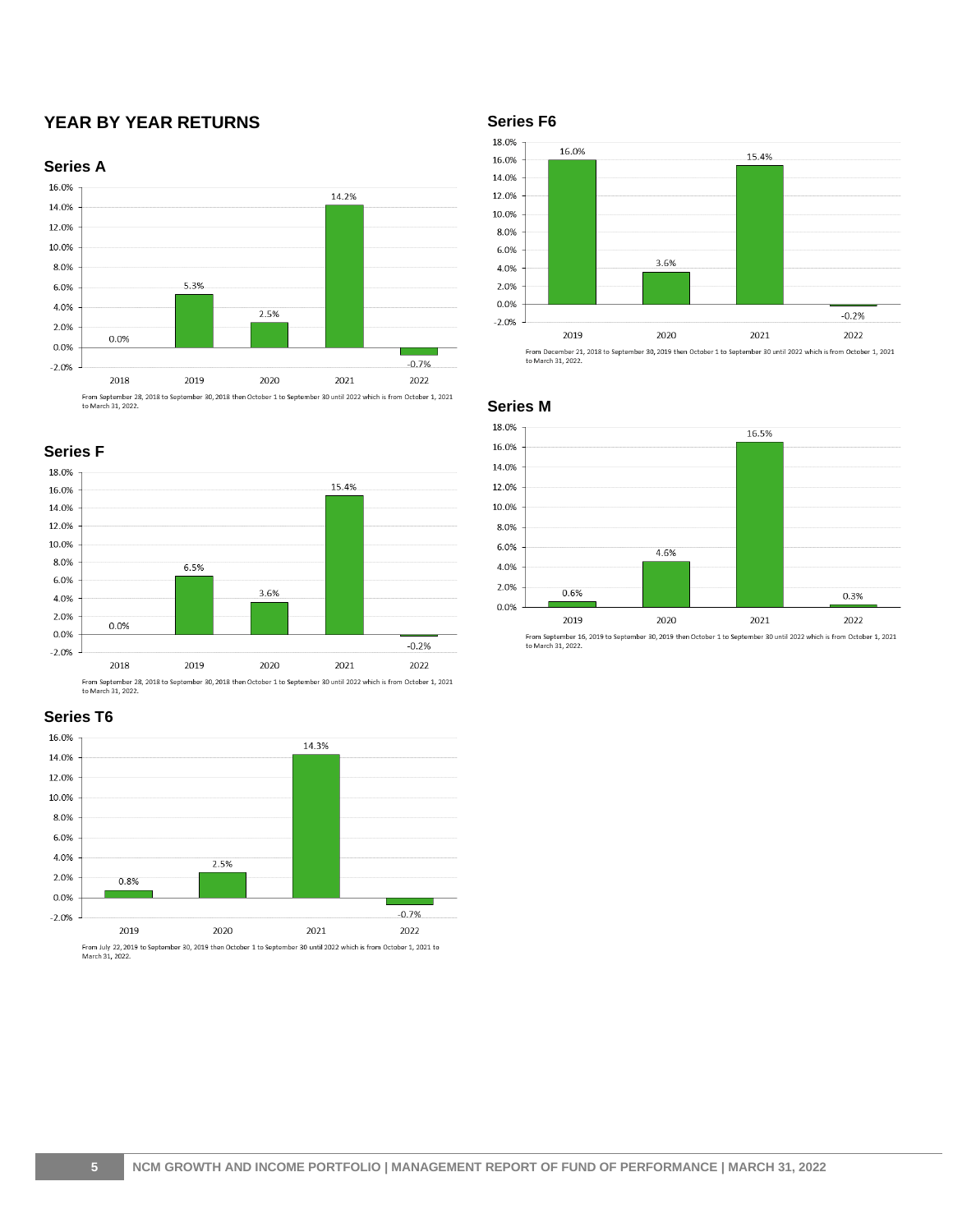## YEAR BY YEAR RETURNS

### Series A

| 2018 | 2019 | 2020 | 2021 | 2022 |
|---|---|---|---|---|
| 0.0% | 5.3% | 2.5% | 14.2% | -0.7% |

From September 28, 2018 to September 30, 2018 then October 1 to September 30 until 2022 which is from October 1, 2021 to March 31, 2022.

### Series F

| 2018 | 2019 | 2020 | 2021 | 2022 |
|---|---|---|---|---|
| 0.0% | 6.5% | 3.6% | 15.4% | -0.2% |

From September 28, 2018 to September 30, 2018 then October 1 to September 30 until 2022 which is from October 1, 2021 to March 31, 2022.

### Series T6

| 2019 | 2020 | 2021 | 2022 |
|---|---|---|---|
| 0.8% | 2.5% | 14.3% | -0.7% |

From July 22, 2019 to September 30, 2019 then October 1 to September 30 until 2022 which is from October 1, 2021 to March 31, 2022.

### Series F6

| 2019 | 2020 | 2021 | 2022 |
|---|---|---|---|
| 16.0% | 3.6% | 15.4% | -0.2% |

From December 21, 2018 to September 30, 2019 then October 1 to September 30 until 2022 which is from October 1, 2021 to March 31, 2022.

### Series M

| 2019 | 2020 | 2021 | 2022 |
|---|---|---|---|
| 0.6% | 4.6% | 16.5% | 0.3% |

From September 16, 2019 to September 30, 2019 then October 1 to September 30 until 2022 which is from October 1, 2021 to March 31, 2022.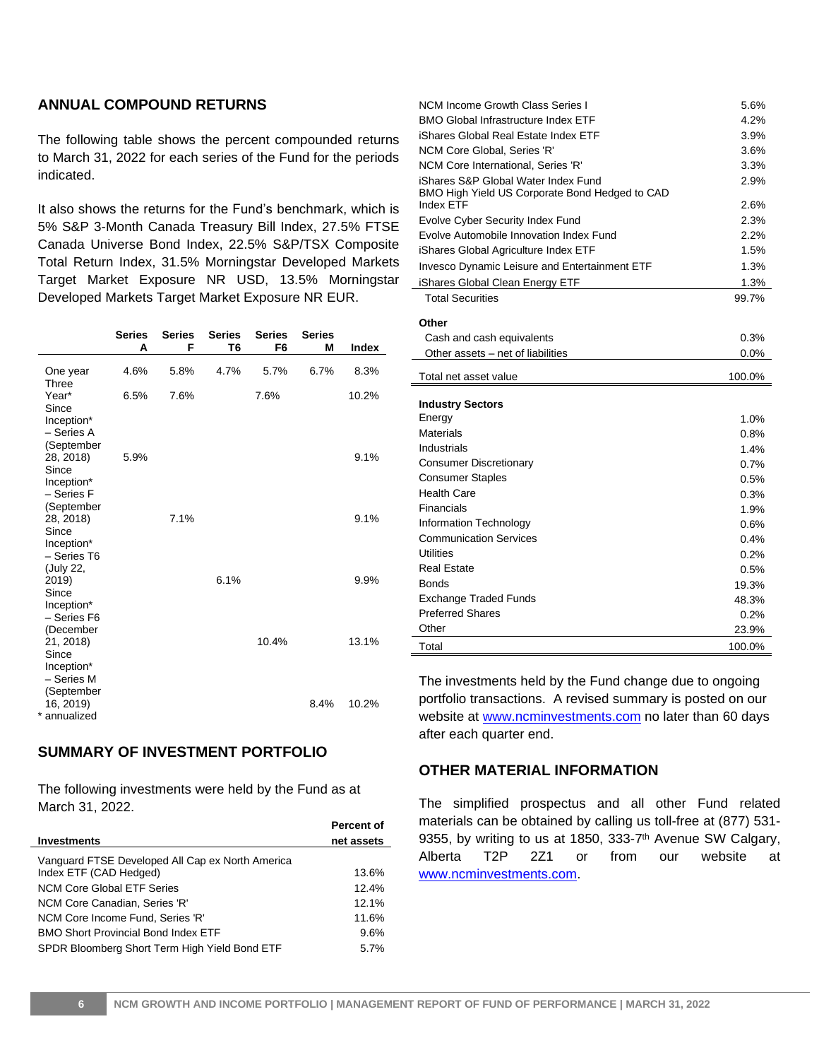## ANNUAL COMPOUND RETURNS

The following table shows the percent compounded returns to March 31, 2022 for each series of the Fund for the periods indicated.

It also shows the returns for the Fund's benchmark, which is 5% S&P 3-Month Canada Treasury Bill Index, 27.5% FTSE Canada Universe Bond Index, 22.5% S&P/TSX Composite Total Return Index, 31.5% Morningstar Developed Markets Target Market Exposure NR USD, 13.5% Morningstar Developed Markets Target Market Exposure NR EUR.

| | Series A | Series F | Series T6 | Series F6 | Series M | Index |
|---|---|---|---|---|---|---|
| One year | 4.6% | 5.8% | 4.7% | 5.7% | 6.7% | 8.3% |
| Three Year* | 6.5% | 7.6% | | 7.6% | | 10.2% |
| Since Inception* – Series A (September 28, 2018) | 5.9% | | | | | 9.1% |
| Since Inception* – Series F (September 28, 2018) | | 7.1% | | | | 9.1% |
| Since Inception* – Series T6 (July 22, 2019) | | | 6.1% | | | 9.9% |
| Since Inception* – Series F6 (December 21, 2018) | | | | 10.4% | | 13.1% |
| Since Inception* – Series M (September 16, 2019) | | | | | 8.4% | 10.2% |

\* annualized

## SUMMARY OF INVESTMENT PORTFOLIO

The following investments were held by the Fund as at March 31, 2022.

| Investments | Percent of net assets |
|---|---|
| Vanguard FTSE Developed All Cap ex North America Index ETF (CAD Hedged) | 13.6% |
| NCM Core Global ETF Series | 12.4% |
| NCM Core Canadian, Series 'R' | 12.1% |
| NCM Core Income Fund, Series 'R' | 11.6% |
| BMO Short Provincial Bond Index ETF | 9.6% |
| SPDR Bloomberg Short Term High Yield Bond ETF | 5.7% |
| NCM Income Growth Class Series I | 5.6% |
| BMO Global Infrastructure Index ETF | 4.2% |
| iShares Global Real Estate Index ETF | 3.9% |
| NCM Core Global, Series 'R' | 3.6% |
| NCM Core International, Series 'R' | 3.3% |
| iShares S&P Global Water Index Fund | 2.9% |
| BMO High Yield US Corporate Bond Hedged to CAD Index ETF | 2.6% |
| Evolve Cyber Security Index Fund | 2.3% |
| Evolve Automobile Innovation Index Fund | 2.2% |
| iShares Global Agriculture Index ETF | 1.5% |
| Invesco Dynamic Leisure and Entertainment ETF | 1.3% |
| iShares Global Clean Energy ETF | 1.3% |
| Total Securities | 99.7% |
| **Other** | |
| Cash and cash equivalents | 0.3% |
| Other assets – net of liabilities | 0.0% |
| Total net asset value | 100.0% |

| Industry Sectors | |
|---|---|
| Energy | 1.0% |
| Materials | 0.8% |
| Industrials | 1.4% |
| Consumer Discretionary | 0.7% |
| Consumer Staples | 0.5% |
| Health Care | 0.3% |
| Financials | 1.9% |
| Information Technology | 0.6% |
| Communication Services | 0.4% |
| Utilities | 0.2% |
| Real Estate | 0.5% |
| Bonds | 19.3% |
| Exchange Traded Funds | 48.3% |
| Preferred Shares | 0.2% |
| Other | 23.9% |
| Total | 100.0% |

The investments held by the Fund change due to ongoing portfolio transactions. A revised summary is posted on our website at www.ncminvestments.com no later than 60 days after each quarter end.

## OTHER MATERIAL INFORMATION

The simplified prospectus and all other Fund related materials can be obtained by calling us toll-free at (877) 531-9355, by writing to us at 1850, 333-7th Avenue SW Calgary, Alberta T2P 2Z1 or from our website at www.ncminvestments.com.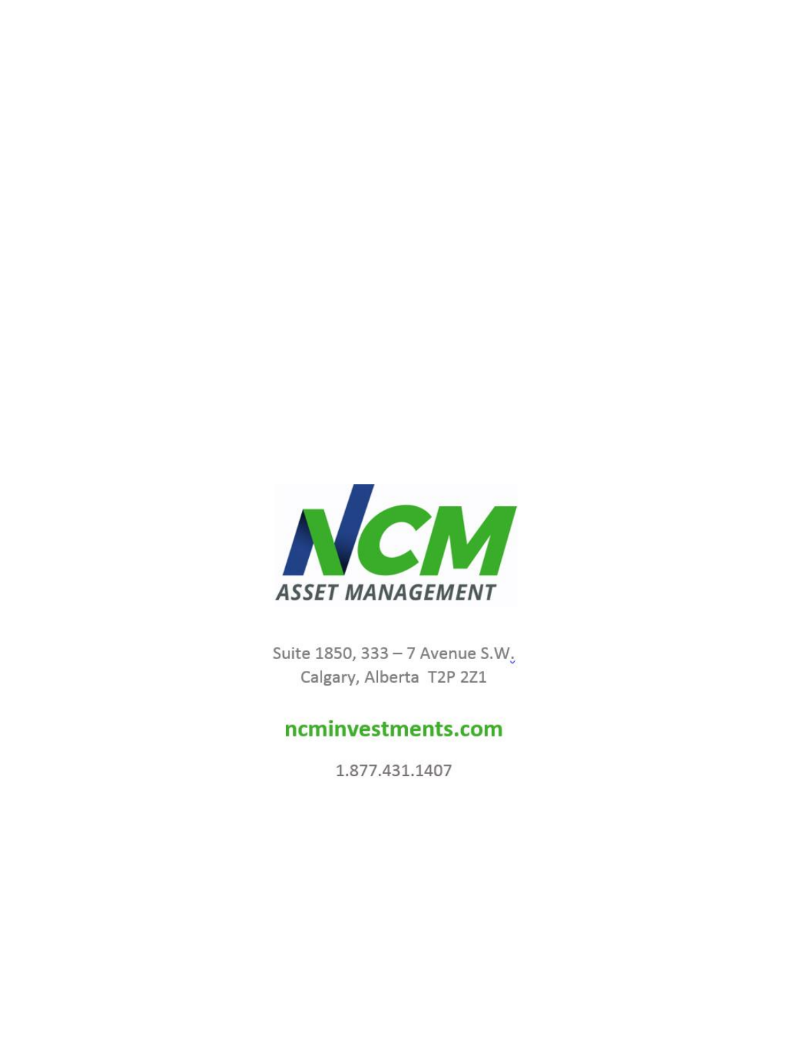NCM

ASSET MANAGEMENT

Suite 1850, 333 – 7 Avenue S.W.
Calgary, Alberta T2P 2Z1

**ncminvestments.com**

1.877.431.1407